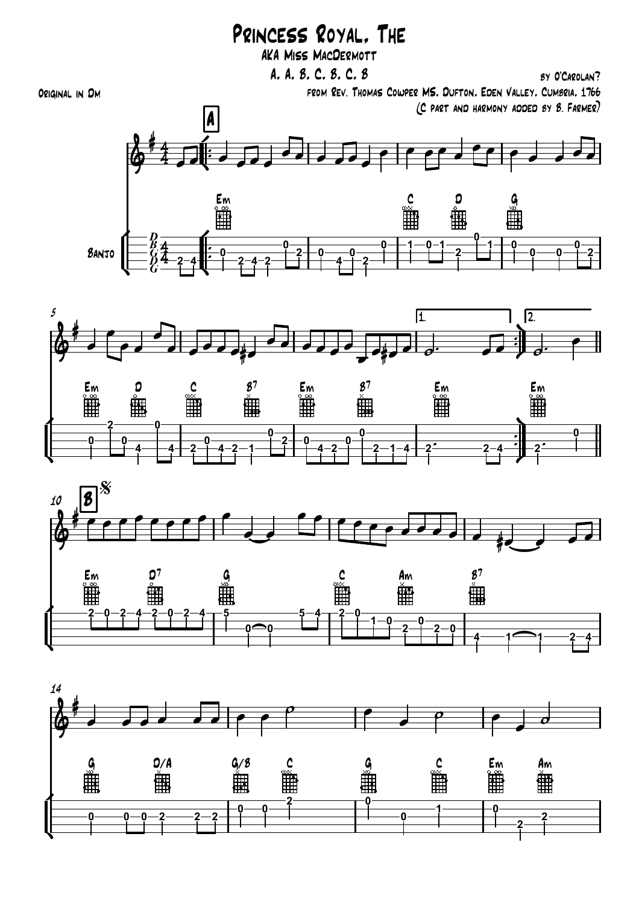# Princess Royal, The

## AKA Miss MacDermott

A, A, B, C, B, C, B

by O'Carolan?

Original in Dm

from Rev. Thomas Cowper MS, Dufton, Eden Valley, Cumbria, 1766

(C part and harmony added by B. Farmer)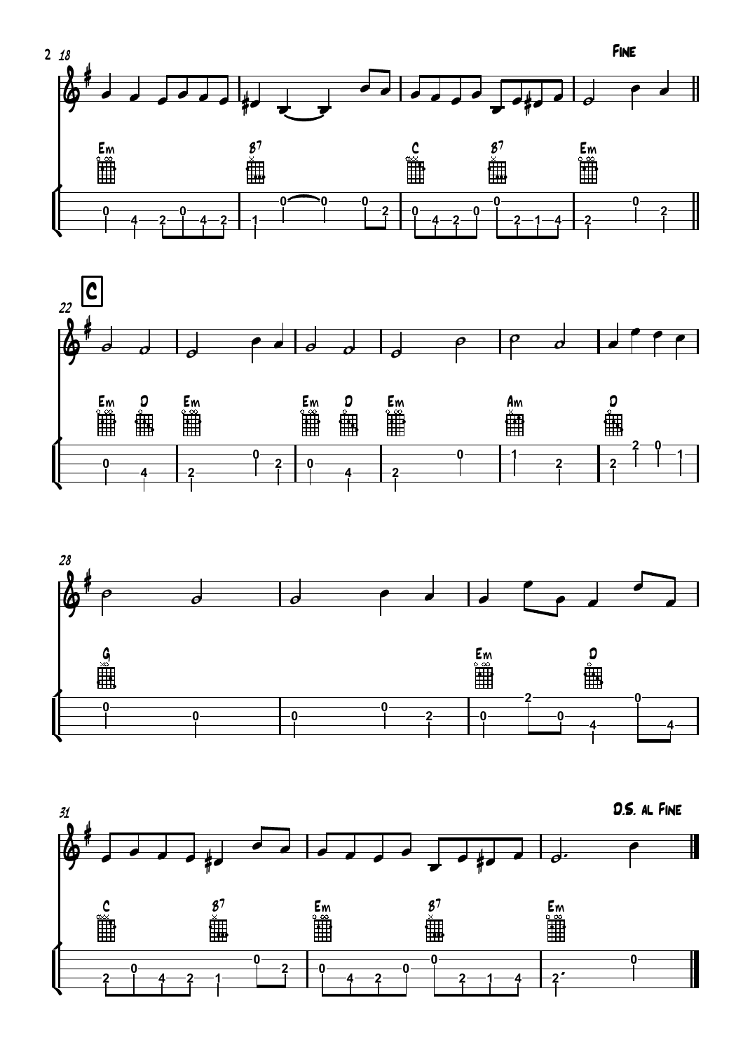Fine

C

D.S. al Fine